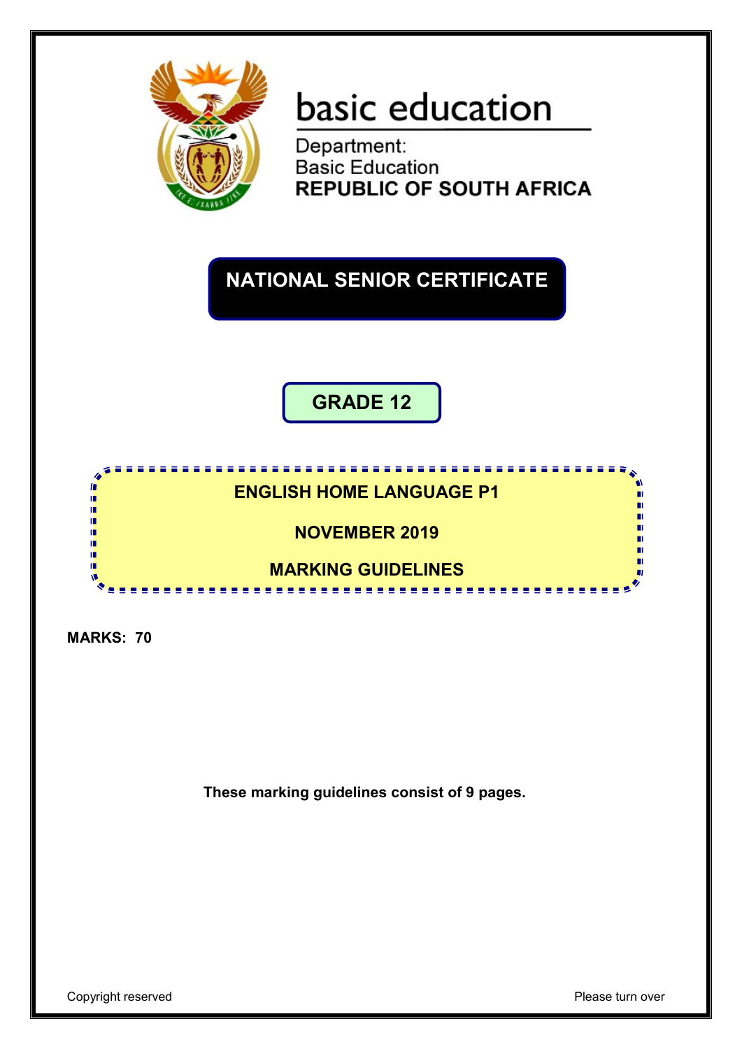basic education

Department:
Basic Education
**REPUBLIC OF SOUTH AFRICA**

# NATIONAL SENIOR CERTIFICATE

## GRADE 12

## ENGLISH HOME LANGUAGE P1

## NOVEMBER 2019

## MARKING GUIDELINES

**MARKS: 70**

**These marking guidelines consist of 9 pages.**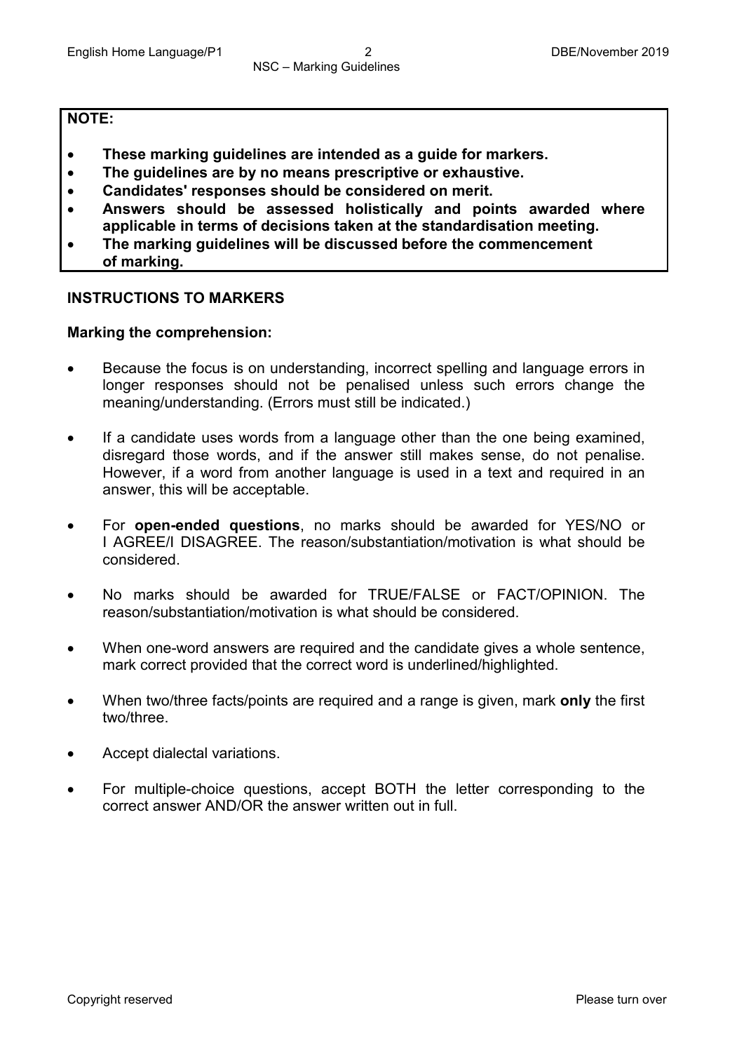**NOTE:**

- **These marking guidelines are intended as a guide for markers.**
- **The guidelines are by no means prescriptive or exhaustive.**
- **Candidates' responses should be considered on merit.**
- **Answers should be assessed holistically and points awarded where applicable in terms of decisions taken at the standardisation meeting.**
- **The marking guidelines will be discussed before the commencement of marking.**

## INSTRUCTIONS TO MARKERS

### Marking the comprehension:

- Because the focus is on understanding, incorrect spelling and language errors in longer responses should not be penalised unless such errors change the meaning/understanding. (Errors must still be indicated.)
- If a candidate uses words from a language other than the one being examined, disregard those words, and if the answer still makes sense, do not penalise. However, if a word from another language is used in a text and required in an answer, this will be acceptable.
- For **open-ended questions**, no marks should be awarded for YES/NO or I AGREE/I DISAGREE. The reason/substantiation/motivation is what should be considered.
- No marks should be awarded for TRUE/FALSE or FACT/OPINION. The reason/substantiation/motivation is what should be considered.
- When one-word answers are required and the candidate gives a whole sentence, mark correct provided that the correct word is underlined/highlighted.
- When two/three facts/points are required and a range is given, mark **only** the first two/three.
- Accept dialectal variations.
- For multiple-choice questions, accept BOTH the letter corresponding to the correct answer AND/OR the answer written out in full.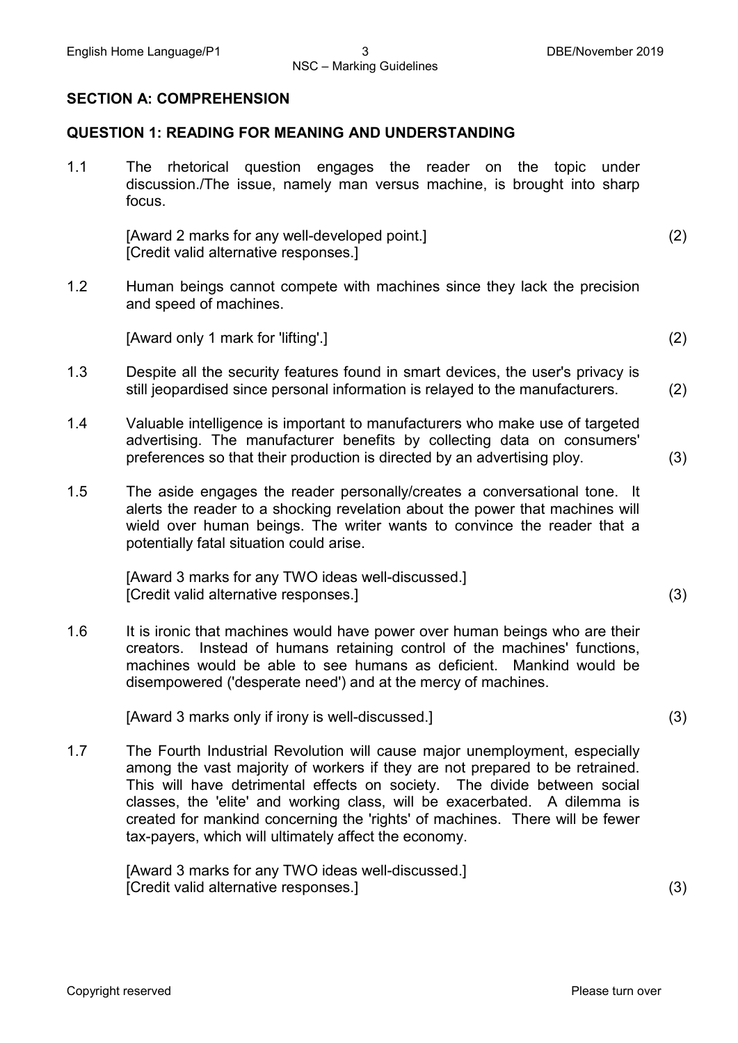## SECTION A: COMPREHENSION

### QUESTION 1: READING FOR MEANING AND UNDERSTANDING

1.1 The rhetorical question engages the reader on the topic under discussion./The issue, namely man versus machine, is brought into sharp focus.

[Award 2 marks for any well-developed point.]
[Credit valid alternative responses.] (2)

1.2 Human beings cannot compete with machines since they lack the precision and speed of machines.

[Award only 1 mark for 'lifting'.] (2)

1.3 Despite all the security features found in smart devices, the user's privacy is still jeopardised since personal information is relayed to the manufacturers. (2)

1.4 Valuable intelligence is important to manufacturers who make use of targeted advertising. The manufacturer benefits by collecting data on consumers' preferences so that their production is directed by an advertising ploy. (3)

1.5 The aside engages the reader personally/creates a conversational tone. It alerts the reader to a shocking revelation about the power that machines will wield over human beings. The writer wants to convince the reader that a potentially fatal situation could arise.

[Award 3 marks for any TWO ideas well-discussed.]
[Credit valid alternative responses.] (3)

1.6 It is ironic that machines would have power over human beings who are their creators. Instead of humans retaining control of the machines' functions, machines would be able to see humans as deficient. Mankind would be disempowered ('desperate need') and at the mercy of machines.

[Award 3 marks only if irony is well-discussed.] (3)

1.7 The Fourth Industrial Revolution will cause major unemployment, especially among the vast majority of workers if they are not prepared to be retrained. This will have detrimental effects on society. The divide between social classes, the 'elite' and working class, will be exacerbated. A dilemma is created for mankind concerning the 'rights' of machines. There will be fewer tax-payers, which will ultimately affect the economy.

[Award 3 marks for any TWO ideas well-discussed.]
[Credit valid alternative responses.] (3)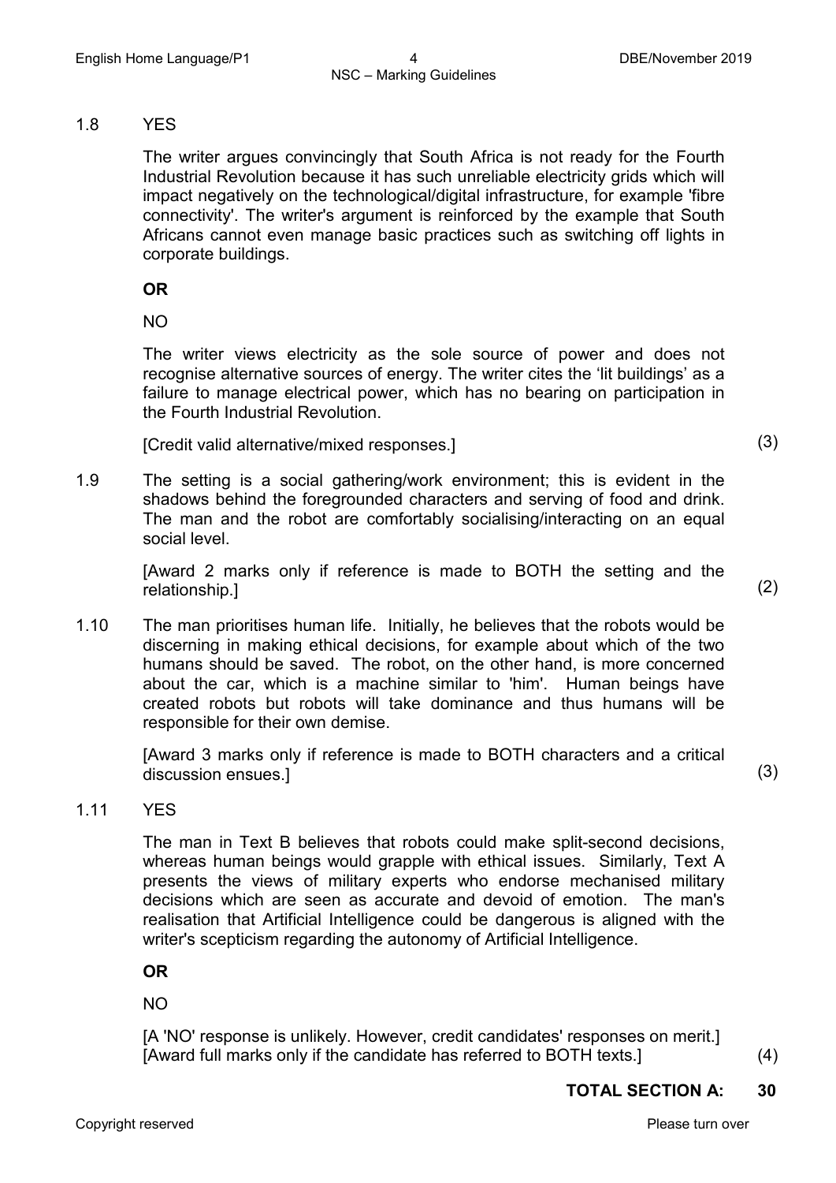1.8 YES

The writer argues convincingly that South Africa is not ready for the Fourth Industrial Revolution because it has such unreliable electricity grids which will impact negatively on the technological/digital infrastructure, for example 'fibre connectivity'. The writer's argument is reinforced by the example that South Africans cannot even manage basic practices such as switching off lights in corporate buildings.

**OR**

NO

The writer views electricity as the sole source of power and does not recognise alternative sources of energy. The writer cites the 'lit buildings' as a failure to manage electrical power, which has no bearing on participation in the Fourth Industrial Revolution.

[Credit valid alternative/mixed responses.] (3)

1.9 The setting is a social gathering/work environment; this is evident in the shadows behind the foregrounded characters and serving of food and drink. The man and the robot are comfortably socialising/interacting on an equal social level.

[Award 2 marks only if reference is made to BOTH the setting and the relationship.] (2)

1.10 The man prioritises human life. Initially, he believes that the robots would be discerning in making ethical decisions, for example about which of the two humans should be saved. The robot, on the other hand, is more concerned about the car, which is a machine similar to 'him'. Human beings have created robots but robots will take dominance and thus humans will be responsible for their own demise.

[Award 3 marks only if reference is made to BOTH characters and a critical discussion ensues.] (3)

1.11 YES

The man in Text B believes that robots could make split-second decisions, whereas human beings would grapple with ethical issues. Similarly, Text A presents the views of military experts who endorse mechanised military decisions which are seen as accurate and devoid of emotion. The man's realisation that Artificial Intelligence could be dangerous is aligned with the writer's scepticism regarding the autonomy of Artificial Intelligence.

**OR**

NO

[A 'NO' response is unlikely. However, credit candidates' responses on merit.]
[Award full marks only if the candidate has referred to BOTH texts.] (4)

**TOTAL SECTION A: 30**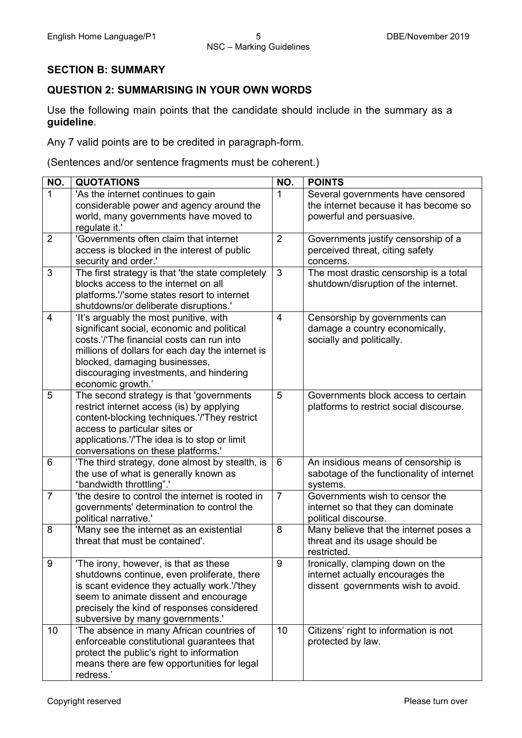## SECTION B: SUMMARY

## QUESTION 2: SUMMARISING IN YOUR OWN WORDS

Use the following main points that the candidate should include in the summary as a **guideline**.

Any 7 valid points are to be credited in paragraph-form.

(Sentences and/or sentence fragments must be coherent.)

| NO. | QUOTATIONS | NO. | POINTS |
|---|---|---|---|
| 1 | 'As the internet continues to gain considerable power and agency around the world, many governments have moved to regulate it.' | 1 | Several governments have censored the internet because it has become so powerful and persuasive. |
| 2 | 'Governments often claim that internet access is blocked in the interest of public security and order.' | 2 | Governments justify censorship of a perceived threat, citing safety concerns. |
| 3 | The first strategy is that 'the state completely blocks access to the internet on all platforms.'/'some states resort to internet shutdowns/or deliberate disruptions.' | 3 | The most drastic censorship is a total shutdown/disruption of the internet. |
| 4 | 'It's arguably the most punitive, with significant social, economic and political costs.'/'The financial costs can run into millions of dollars for each day the internet is blocked, damaging businesses, discouraging investments, and hindering economic growth.' | 4 | Censorship by governments can damage a country economically, socially and politically. |
| 5 | The second strategy is that 'governments restrict internet access (is) by applying content-blocking techniques.'/'They restrict access to particular sites or applications.'/'The idea is to stop or limit conversations on these platforms.' | 5 | Governments block access to certain platforms to restrict social discourse. |
| 6 | 'The third strategy, done almost by stealth, is the use of what is generally known as "bandwidth throttling".' | 6 | An insidious means of censorship is sabotage of the functionality of internet systems. |
| 7 | 'the desire to control the internet is rooted in governments' determination to control the political narrative.' | 7 | Governments wish to censor the internet so that they can dominate political discourse. |
| 8 | 'Many see the internet as an existential threat that must be contained'. | 8 | Many believe that the internet poses a threat and its usage should be restricted. |
| 9 | 'The irony, however, is that as these shutdowns continue, even proliferate, there is scant evidence they actually work.'/'they seem to animate dissent and encourage precisely the kind of responses considered subversive by many governments.' | 9 | Ironically, clamping down on the internet actually encourages the dissent governments wish to avoid. |
| 10 | 'The absence in many African countries of enforceable constitutional guarantees that protect the public's right to information means there are few opportunities for legal redress.' | 10 | Citizens' right to information is not protected by law. |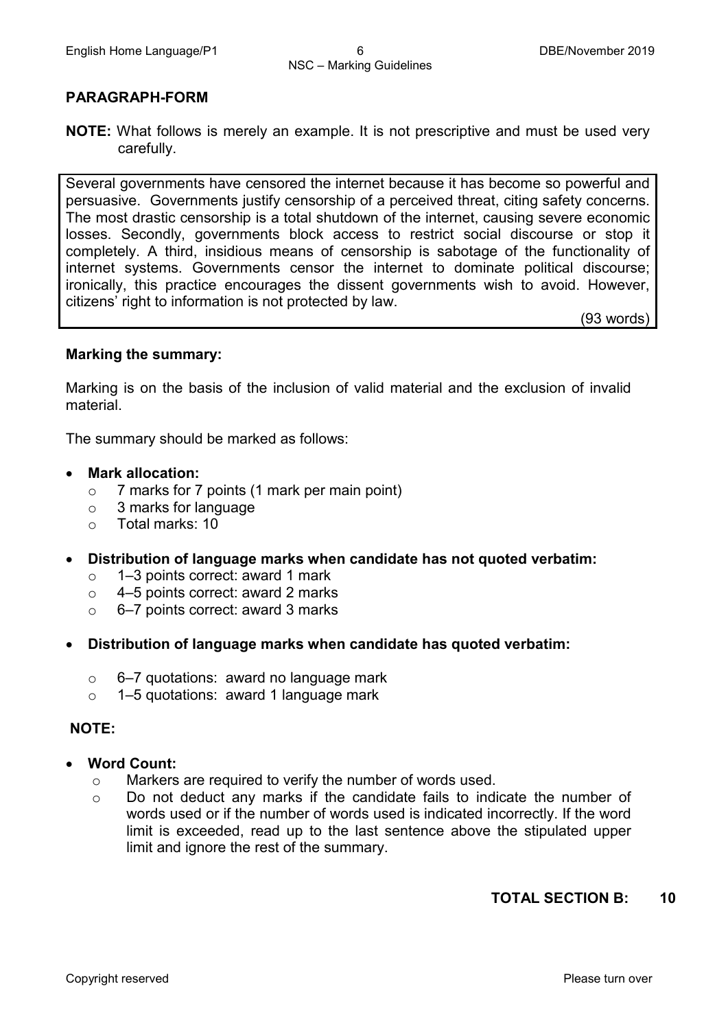## PARAGRAPH-FORM

**NOTE:** What follows is merely an example. It is not prescriptive and must be used very carefully.

> Several governments have censored the internet because it has become so powerful and persuasive. Governments justify censorship of a perceived threat, citing safety concerns. The most drastic censorship is a total shutdown of the internet, causing severe economic losses. Secondly, governments block access to restrict social discourse or stop it completely. A third, insidious means of censorship is sabotage of the functionality of internet systems. Governments censor the internet to dominate political discourse; ironically, this practice encourages the dissent governments wish to avoid. However, citizens' right to information is not protected by law.
>
> (93 words)

**Marking the summary:**

Marking is on the basis of the inclusion of valid material and the exclusion of invalid material.

The summary should be marked as follows:

- **Mark allocation:**
  - 7 marks for 7 points (1 mark per main point)
  - 3 marks for language
  - Total marks: 10
- **Distribution of language marks when candidate has not quoted verbatim:**
  - 1–3 points correct: award 1 mark
  - 4–5 points correct: award 2 marks
  - 6–7 points correct: award 3 marks
- **Distribution of language marks when candidate has quoted verbatim:**
  - 6–7 quotations: award no language mark
  - 1–5 quotations: award 1 language mark

**NOTE:**

- **Word Count:**
  - Markers are required to verify the number of words used.
  - Do not deduct any marks if the candidate fails to indicate the number of words used or if the number of words used is indicated incorrectly. If the word limit is exceeded, read up to the last sentence above the stipulated upper limit and ignore the rest of the summary.

**TOTAL SECTION B: 10**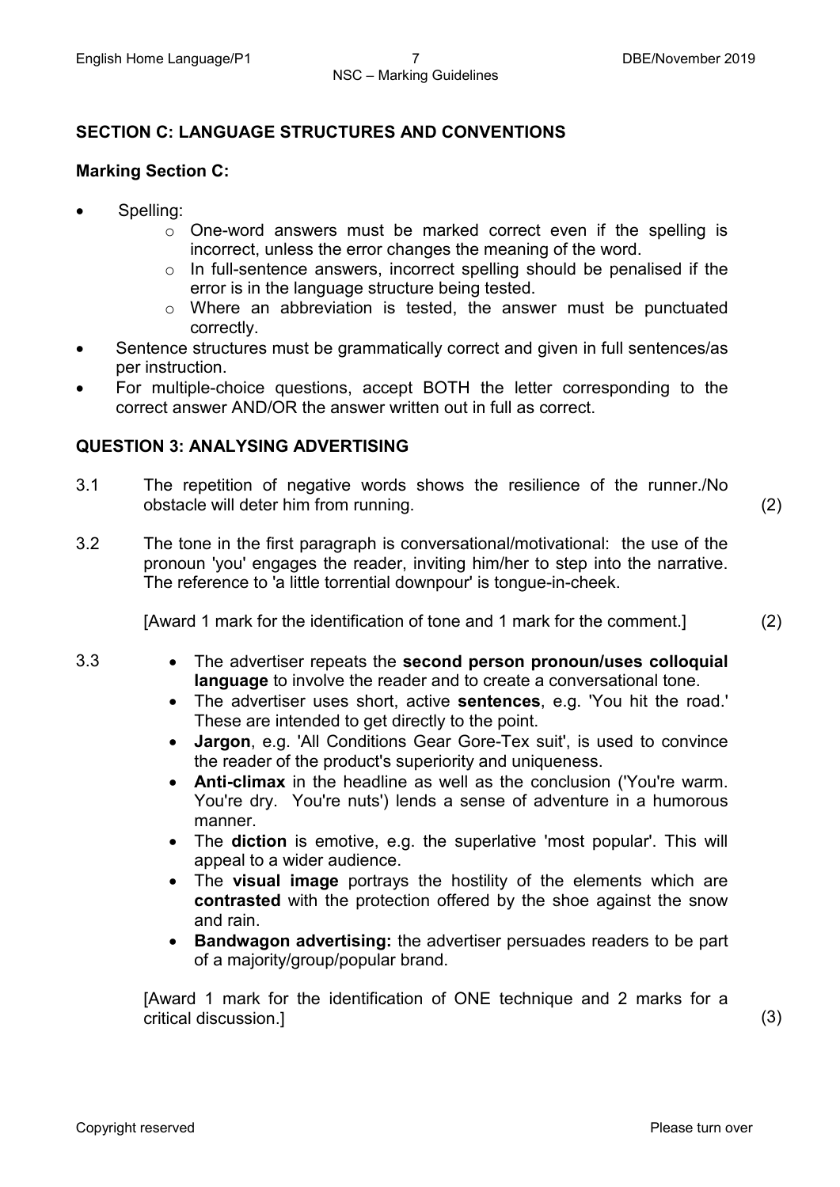## SECTION C: LANGUAGE STRUCTURES AND CONVENTIONS

### Marking Section C:

- Spelling:
  - One-word answers must be marked correct even if the spelling is incorrect, unless the error changes the meaning of the word.
  - In full-sentence answers, incorrect spelling should be penalised if the error is in the language structure being tested.
  - Where an abbreviation is tested, the answer must be punctuated correctly.
- Sentence structures must be grammatically correct and given in full sentences/as per instruction.
- For multiple-choice questions, accept BOTH the letter corresponding to the correct answer AND/OR the answer written out in full as correct.

## QUESTION 3: ANALYSING ADVERTISING

3.1 The repetition of negative words shows the resilience of the runner./No obstacle will deter him from running. (2)

3.2 The tone in the first paragraph is conversational/motivational: the use of the pronoun 'you' engages the reader, inviting him/her to step into the narrative. The reference to 'a little torrential downpour' is tongue-in-cheek.

[Award 1 mark for the identification of tone and 1 mark for the comment.] (2)

3.3
- The advertiser repeats the **second person pronoun/uses colloquial language** to involve the reader and to create a conversational tone.
- The advertiser uses short, active **sentences**, e.g. 'You hit the road.' These are intended to get directly to the point.
- **Jargon**, e.g. 'All Conditions Gear Gore-Tex suit', is used to convince the reader of the product's superiority and uniqueness.
- **Anti-climax** in the headline as well as the conclusion ('You're warm. You're dry. You're nuts') lends a sense of adventure in a humorous manner.
- The **diction** is emotive, e.g. the superlative 'most popular'. This will appeal to a wider audience.
- The **visual image** portrays the hostility of the elements which are **contrasted** with the protection offered by the shoe against the snow and rain.
- **Bandwagon advertising:** the advertiser persuades readers to be part of a majority/group/popular brand.

[Award 1 mark for the identification of ONE technique and 2 marks for a critical discussion.] (3)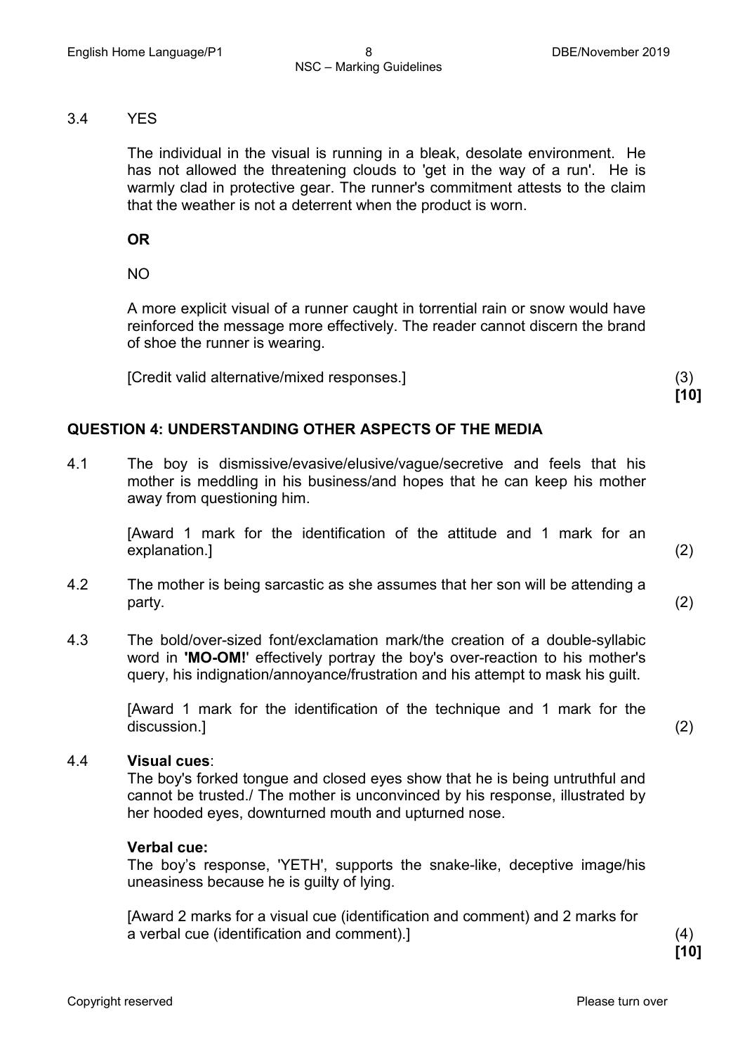3.4 YES

The individual in the visual is running in a bleak, desolate environment. He has not allowed the threatening clouds to 'get in the way of a run'. He is warmly clad in protective gear. The runner's commitment attests to the claim that the weather is not a deterrent when the product is worn.

**OR**

NO

A more explicit visual of a runner caught in torrential rain or snow would have reinforced the message more effectively. The reader cannot discern the brand of shoe the runner is wearing.

[Credit valid alternative/mixed responses.] (3)
**[10]**

## QUESTION 4: UNDERSTANDING OTHER ASPECTS OF THE MEDIA

4.1 The boy is dismissive/evasive/elusive/vague/secretive and feels that his mother is meddling in his business/and hopes that he can keep his mother away from questioning him.

[Award 1 mark for the identification of the attitude and 1 mark for an explanation.] (2)

4.2 The mother is being sarcastic as she assumes that her son will be attending a party. (2)

4.3 The bold/over-sized font/exclamation mark/the creation of a double-syllabic word in **'MO-OM!'** effectively portray the boy's over-reaction to his mother's query, his indignation/annoyance/frustration and his attempt to mask his guilt.

[Award 1 mark for the identification of the technique and 1 mark for the discussion.] (2)

4.4 **Visual cues**:
The boy's forked tongue and closed eyes show that he is being untruthful and cannot be trusted./ The mother is unconvinced by his response, illustrated by her hooded eyes, downturned mouth and upturned nose.

**Verbal cue:**
The boy's response, 'YETH', supports the snake-like, deceptive image/his uneasiness because he is guilty of lying.

[Award 2 marks for a visual cue (identification and comment) and 2 marks for a verbal cue (identification and comment).] (4)
**[10]**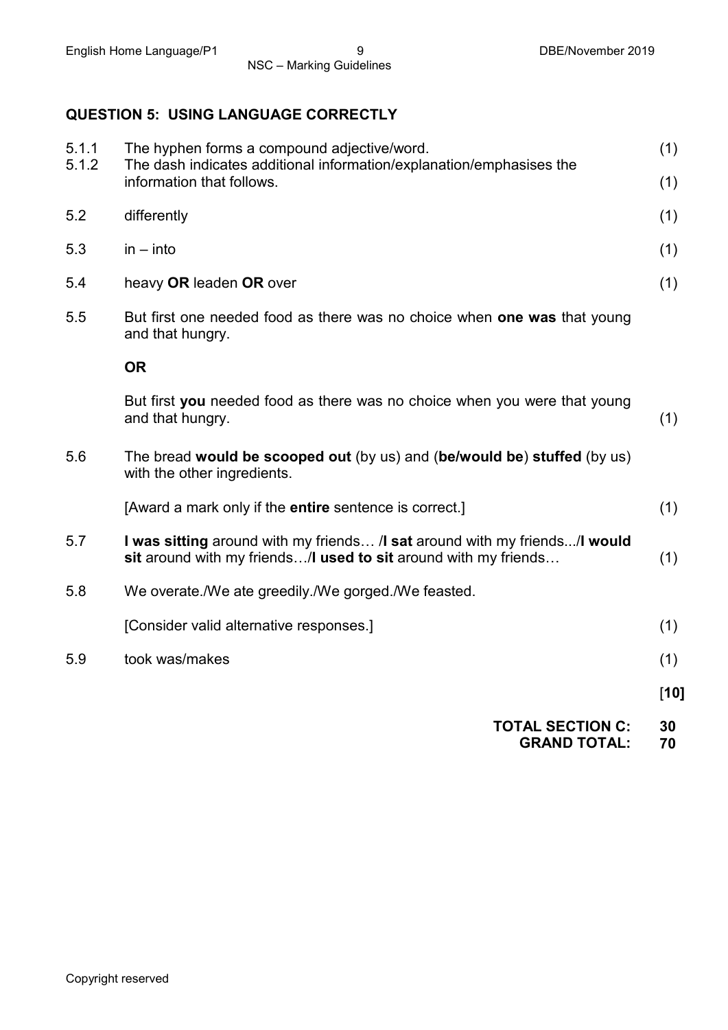## QUESTION 5: USING LANGUAGE CORRECTLY

| | | |
|---|---|---|
| 5.1.1 | The hyphen forms a compound adjective/word. | (1) |
| 5.1.2 | The dash indicates additional information/explanation/emphasises the information that follows. | (1) |
| 5.2 | differently | (1) |
| 5.3 | in – into | (1) |
| 5.4 | heavy **OR** leaden **OR** over | (1) |
| 5.5 | But first one needed food as there was no choice when **one was** that young and that hungry.<br><br>**OR**<br><br>But first **you** needed food as there was no choice when you were that young and that hungry. | (1) |
| 5.6 | The bread **would be scooped out** (by us) and (**be/would be**) **stuffed** (by us) with the other ingredients.<br><br>[Award a mark only if the **entire** sentence is correct.] | (1) |
| 5.7 | **I was sitting** around with my friends… /**I sat** around with my friends.../**I would sit** around with my friends…/**I used to sit** around with my friends… | (1) |
| 5.8 | We overate./We ate greedily./We gorged./We feasted.<br><br>[Consider valid alternative responses.] | (1) |
| 5.9 | took was/makes | (1) |
| | | [**10**] |

**TOTAL SECTION C: 30**
**GRAND TOTAL: 70**